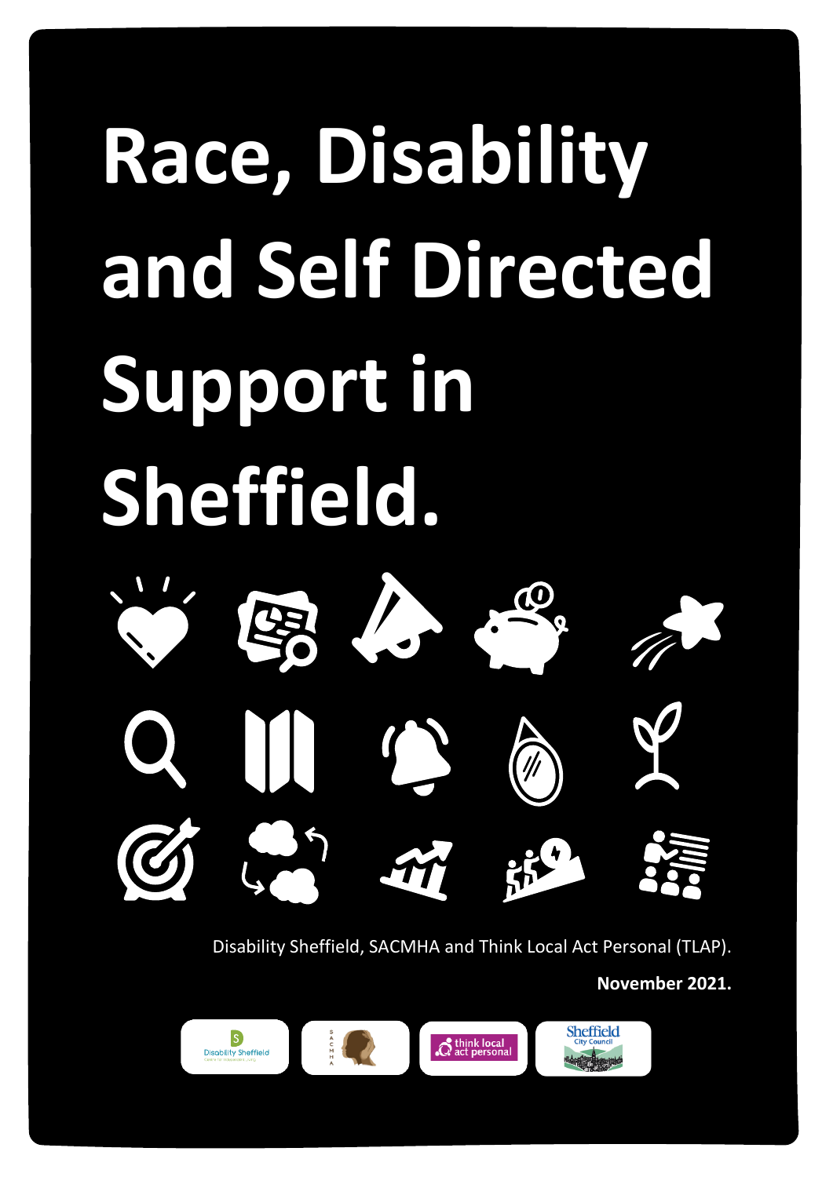# Race, Disability and Self Directed Support in Sheffield.

Disability Sheffield, SACMHA and Think Local Act Personal (TLAP).

**November 2021.**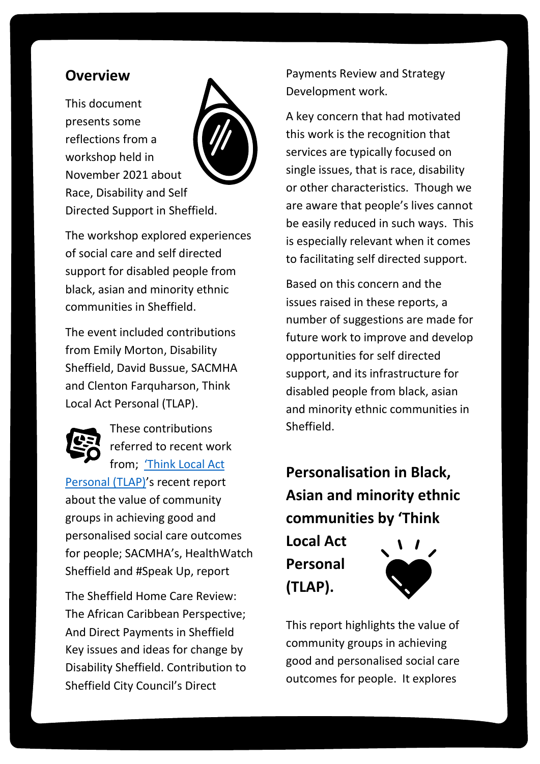## Overview

This document presents some reflections from a workshop held in November 2021 about Race, Disability and Self Directed Support in Sheffield.

The workshop explored experiences of social care and self directed support for disabled people from black, asian and minority ethnic communities in Sheffield.

The event included contributions from Emily Morton, Disability Sheffield, David Bussue, SACMHA and Clenton Farquharson, Think Local Act Personal (TLAP).

These contributions referred to recent work from; ['Think Local Act Personal (TLAP)]'s recent report about the value of community groups in achieving good and personalised social care outcomes for people; SACMHA's, HealthWatch Sheffield and #Speak Up, report

The Sheffield Home Care Review: The African Caribbean Perspective; And Direct Payments in Sheffield Key issues and ideas for change by Disability Sheffield. Contribution to Sheffield City Council's Direct Payments Review and Strategy Development work.

A key concern that had motivated this work is the recognition that services are typically focused on single issues, that is race, disability or other characteristics. Though we are aware that people's lives cannot be easily reduced in such ways. This is especially relevant when it comes to facilitating self directed support.

Based on this concern and the issues raised in these reports, a number of suggestions are made for future work to improve and develop opportunities for self directed support, and its infrastructure for disabled people from black, asian and minority ethnic communities in Sheffield.

## Personalisation in Black, Asian and minority ethnic communities by 'Think Local Act Personal (TLAP).

This report highlights the value of community groups in achieving good and personalised social care outcomes for people. It explores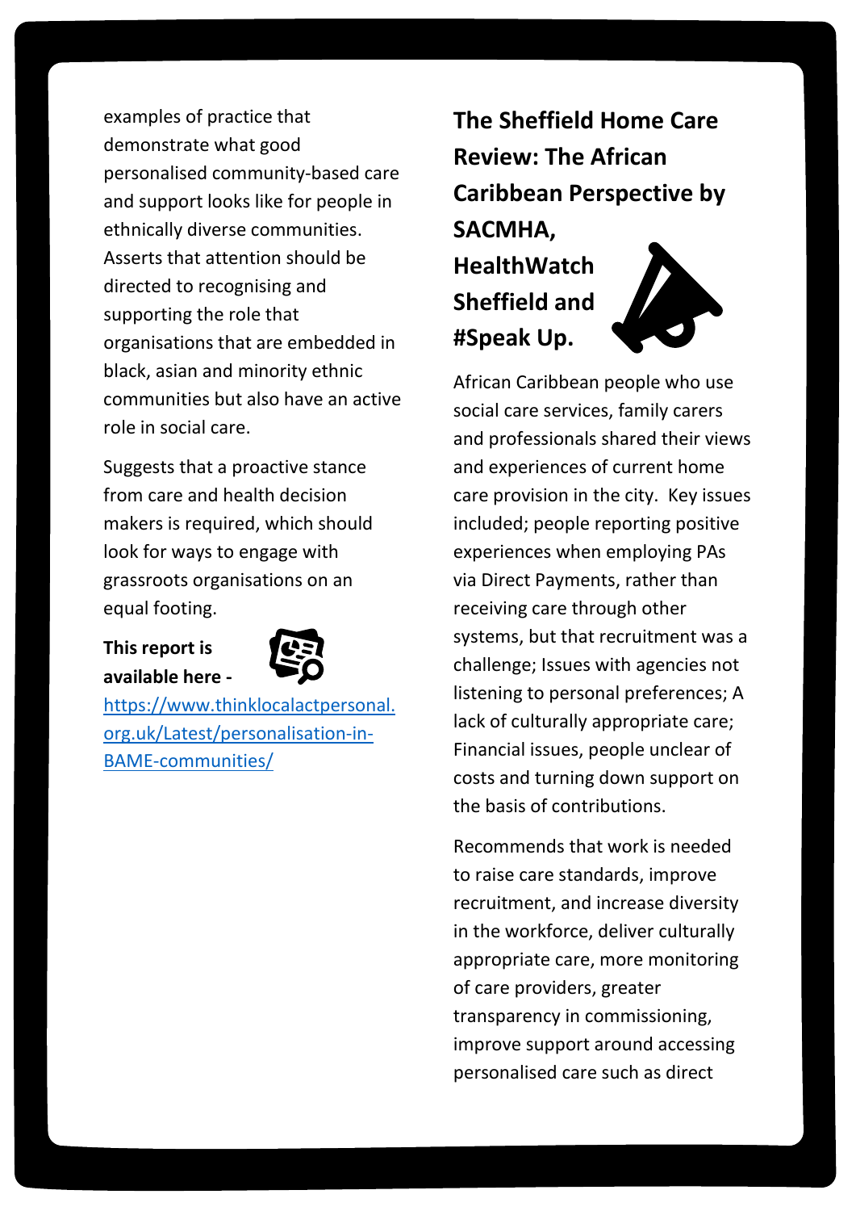examples of practice that demonstrate what good personalised community-based care and support looks like for people in ethnically diverse communities. Asserts that attention should be directed to recognising and supporting the role that organisations that are embedded in black, asian and minority ethnic communities but also have an active role in social care.

Suggests that a proactive stance from care and health decision makers is required, which should look for ways to engage with grassroots organisations on an equal footing.

**This report is available here -** [https://www.thinklocalactpersonal.org.uk/Latest/personalisation-in-BAME-communities/](https://www.thinklocalactpersonal.org.uk/Latest/personalisation-in-BAME-communities/)

## The Sheffield Home Care Review: The African Caribbean Perspective by SACMHA, HealthWatch Sheffield and #Speak Up.

African Caribbean people who use social care services, family carers and professionals shared their views and experiences of current home care provision in the city. Key issues included; people reporting positive experiences when employing PAs via Direct Payments, rather than receiving care through other systems, but that recruitment was a challenge; Issues with agencies not listening to personal preferences; A lack of culturally appropriate care; Financial issues, people unclear of costs and turning down support on the basis of contributions.

Recommends that work is needed to raise care standards, improve recruitment, and increase diversity in the workforce, deliver culturally appropriate care, more monitoring of care providers, greater transparency in commissioning, improve support around accessing personalised care such as direct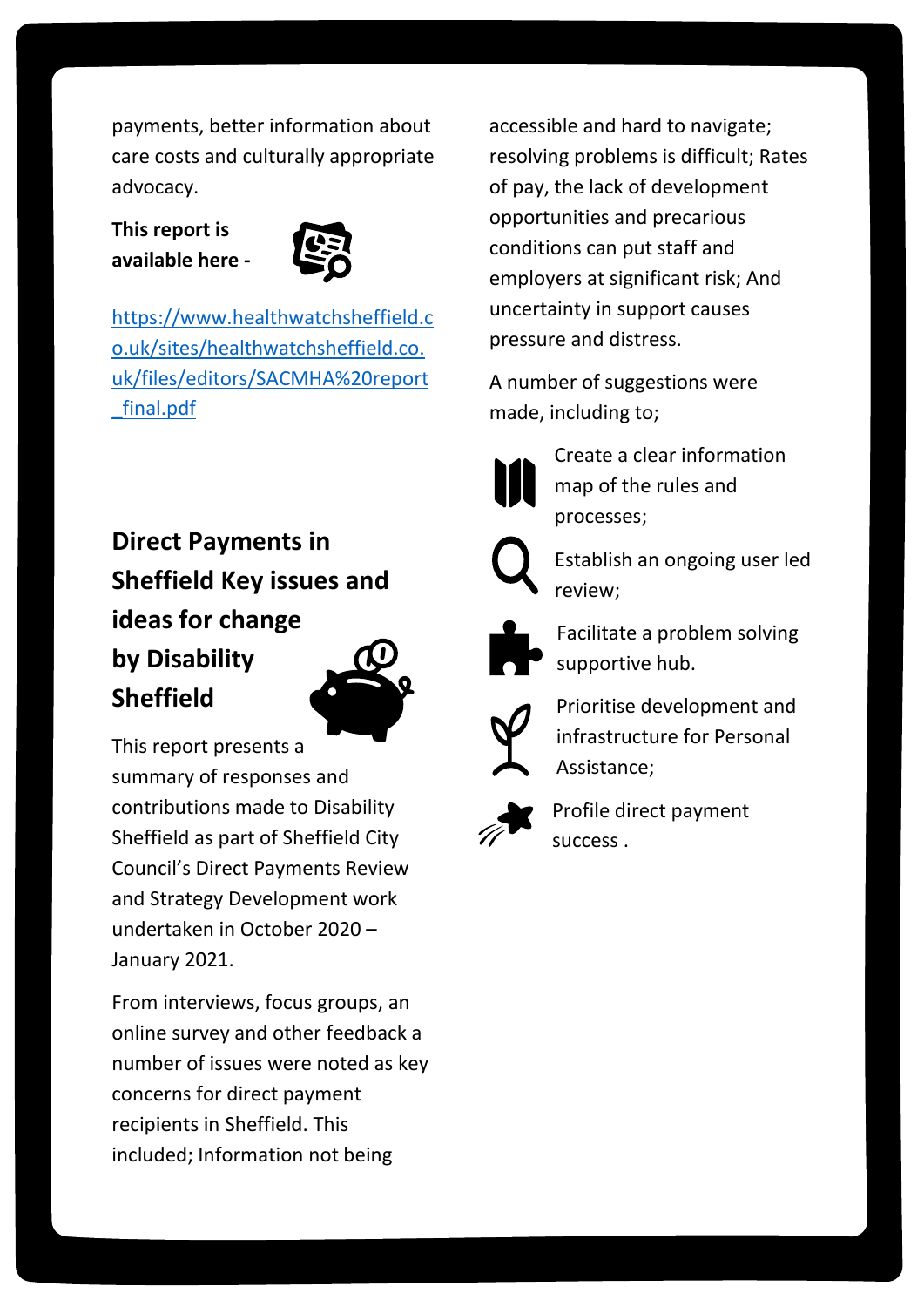payments, better information about care costs and culturally appropriate advocacy.

**This report is available here -**

https://www.healthwatchsheffield.co.uk/sites/healthwatchsheffield.co.uk/files/editors/SACMHA%20report_final.pdf

## Direct Payments in Sheffield Key issues and ideas for change by Disability Sheffield

This report presents a summary of responses and contributions made to Disability Sheffield as part of Sheffield City Council's Direct Payments Review and Strategy Development work undertaken in October 2020 – January 2021.

From interviews, focus groups, an online survey and other feedback a number of issues were noted as key concerns for direct payment recipients in Sheffield. This included; Information not being accessible and hard to navigate; resolving problems is difficult; Rates of pay, the lack of development opportunities and precarious conditions can put staff and employers at significant risk; And uncertainty in support causes pressure and distress.

A number of suggestions were made, including to;

- Create a clear information map of the rules and processes;
- Establish an ongoing user led review;
- Facilitate a problem solving supportive hub.
- Prioritise development and infrastructure for Personal Assistance;
- Profile direct payment success .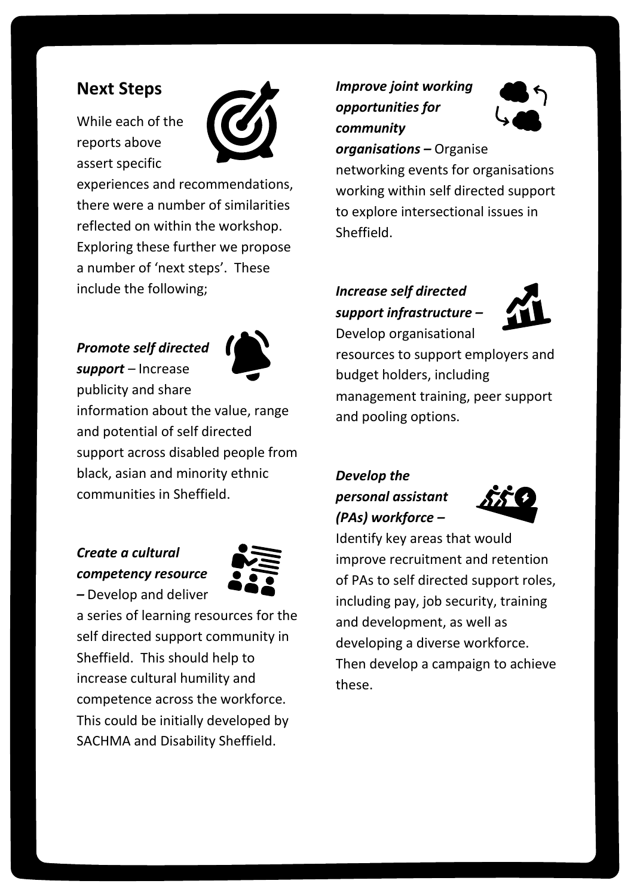## Next Steps

While each of the reports above assert specific experiences and recommendations, there were a number of similarities reflected on within the workshop. Exploring these further we propose a number of 'next steps'. These include the following;

***Promote self directed support*** – Increase publicity and share information about the value, range and potential of self directed support across disabled people from black, asian and minority ethnic communities in Sheffield.

***Create a cultural competency resource*** **–** Develop and deliver a series of learning resources for the self directed support community in Sheffield. This should help to increase cultural humility and competence across the workforce. This could be initially developed by SACHMA and Disability Sheffield.

***Improve joint working opportunities for community organisations*** **–** Organise networking events for organisations working within self directed support to explore intersectional issues in Sheffield.

***Increase self directed support infrastructure*** **–** Develop organisational resources to support employers and budget holders, including management training, peer support and pooling options.

***Develop the personal assistant (PAs) workforce*** **–** Identify key areas that would improve recruitment and retention of PAs to self directed support roles, including pay, job security, training and development, as well as developing a diverse workforce. Then develop a campaign to achieve these.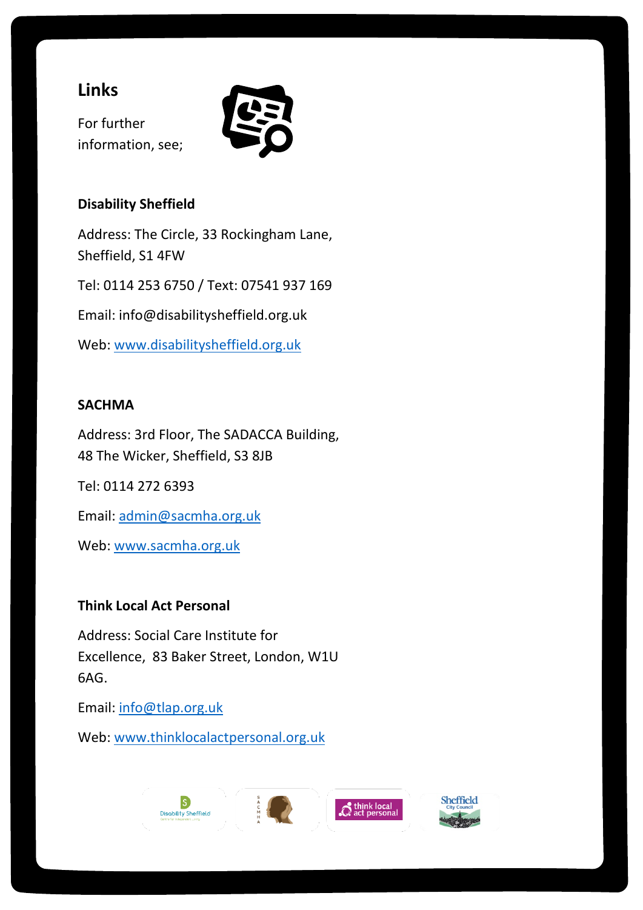## Links

For further information, see;

**Disability Sheffield**

Address: The Circle, 33 Rockingham Lane, Sheffield, S1 4FW

Tel: 0114 253 6750 / Text: 07541 937 169

Email: info@disabilitysheffield.org.uk

Web: www.disabilitysheffield.org.uk

**SACHMA**

Address: 3rd Floor, The SADACCA Building, 48 The Wicker, Sheffield, S3 8JB

Tel: 0114 272 6393

Email: admin@sacmha.org.uk

Web: www.sacmha.org.uk

**Think Local Act Personal**

Address: Social Care Institute for Excellence, 83 Baker Street, London, W1U 6AG.

Email: info@tlap.org.uk

Web: www.thinklocalactpersonal.org.uk